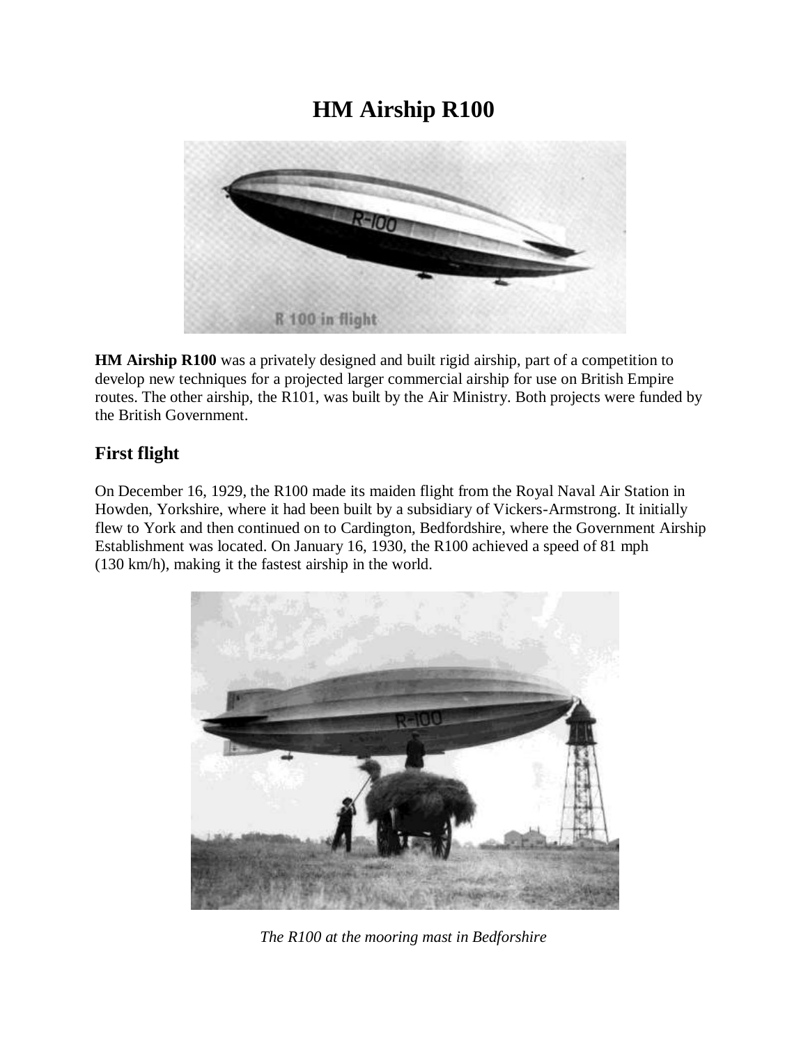# HM Airship R100

**HM Airship R100** was a privately designed and built rigid airship, part of a competition to develop new techniques for a projected larger commercial airship for use on British Empire routes. The other airship, the R101, was built by the Air Ministry. Both projects were funded by the British Government.

## First flight

On December 16, 1929, the R100 made its maiden flight from the Royal Naval Air Station in Howden, Yorkshire, where it had been built by a subsidiary of Vickers-Armstrong. It initially flew to York and then continued on to Cardington, Bedfordshire, where the Government Airship Establishment was located. On January 16, 1930, the R100 achieved a speed of 81 mph (130 km/h), making it the fastest airship in the world.

*The R100 at the mooring mast in Bedforshire*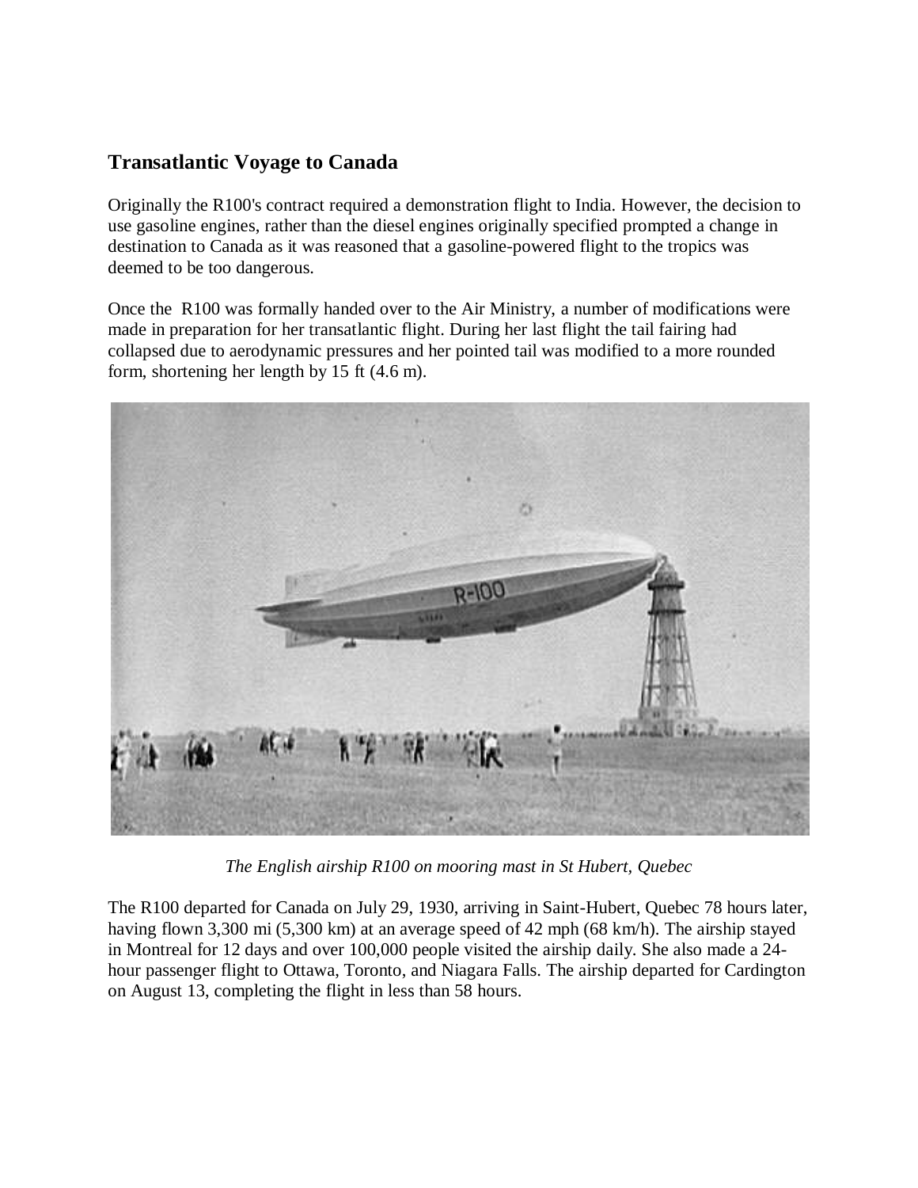## Transatlantic Voyage to Canada

Originally the R100's contract required a demonstration flight to India. However, the decision to use gasoline engines, rather than the diesel engines originally specified prompted a change in destination to Canada as it was reasoned that a gasoline-powered flight to the tropics was deemed to be too dangerous.

Once the R100 was formally handed over to the Air Ministry, a number of modifications were made in preparation for her transatlantic flight. During her last flight the tail fairing had collapsed due to aerodynamic pressures and her pointed tail was modified to a more rounded form, shortening her length by 15 ft (4.6 m).

*The English airship R100 on mooring mast in St Hubert, Quebec*

The R100 departed for Canada on July 29, 1930, arriving in Saint-Hubert, Quebec 78 hours later, having flown 3,300 mi (5,300 km) at an average speed of 42 mph (68 km/h). The airship stayed in Montreal for 12 days and over 100,000 people visited the airship daily. She also made a 24-hour passenger flight to Ottawa, Toronto, and Niagara Falls. The airship departed for Cardington on August 13, completing the flight in less than 58 hours.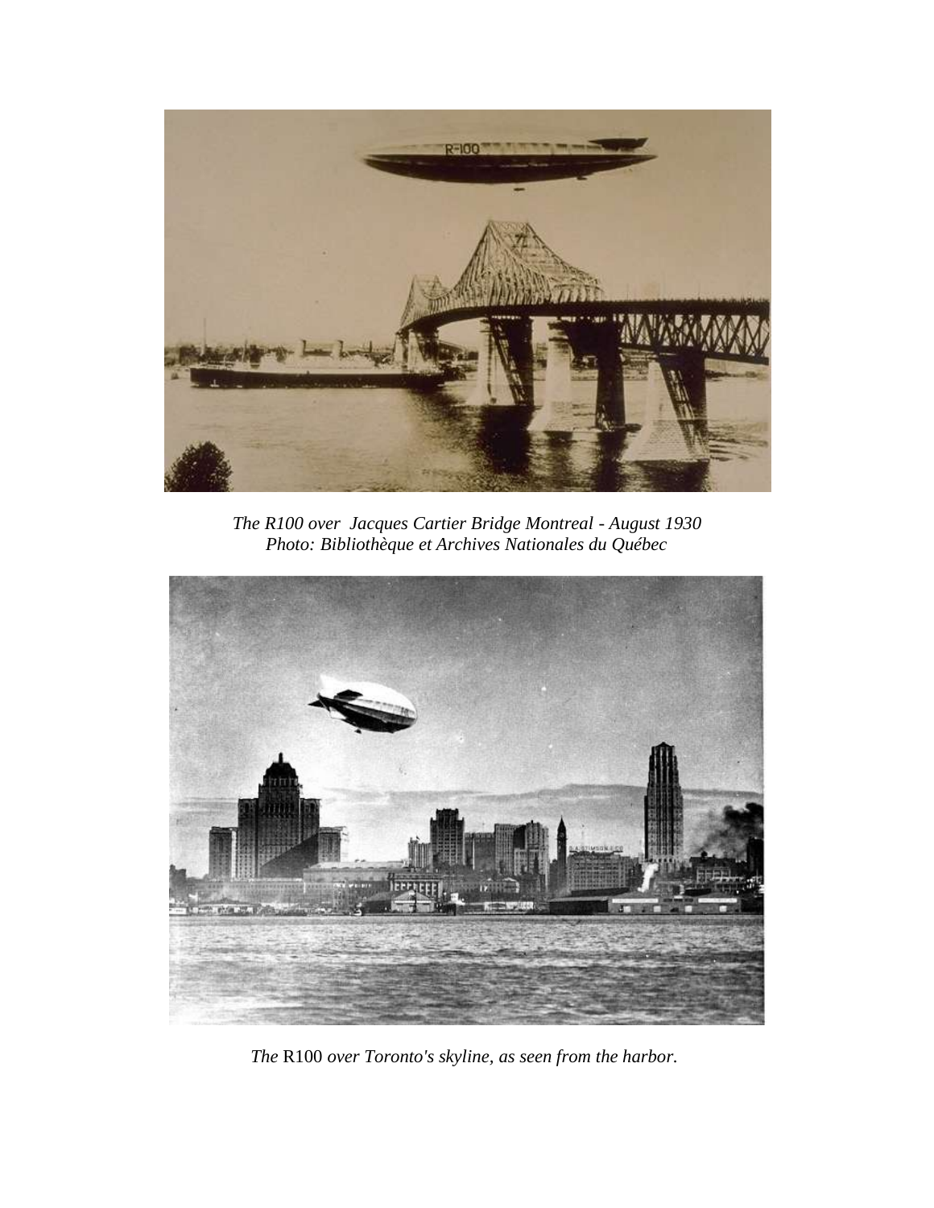*The R100 over Jacques Cartier Bridge Montreal - August 1930*
*Photo: Bibliothèque et Archives Nationales du Québec*

*The* R100 *over Toronto's skyline, as seen from the harbor.*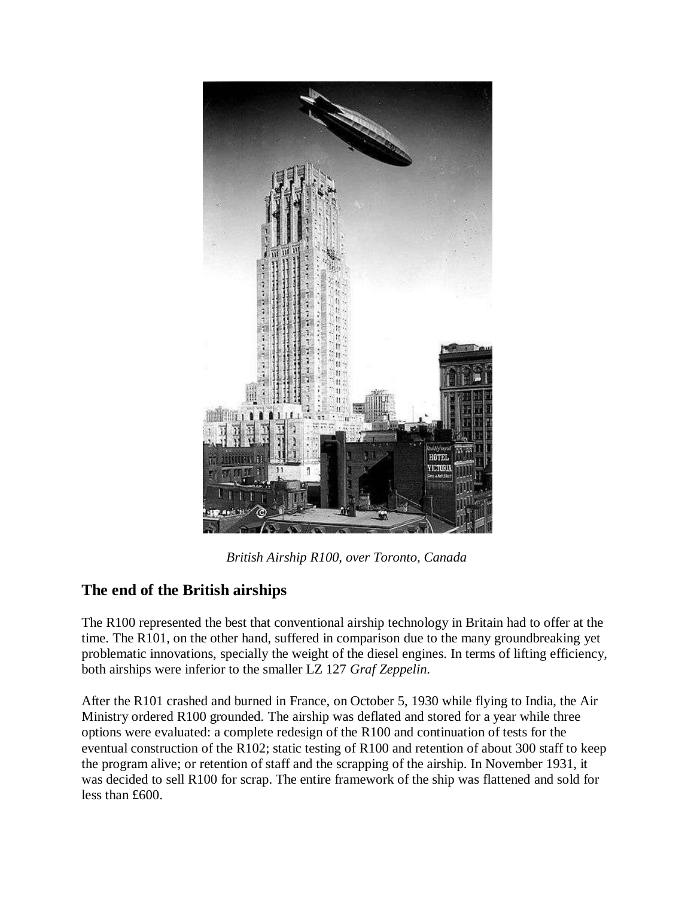*British Airship R100, over Toronto, Canada*

## The end of the British airships

The R100 represented the best that conventional airship technology in Britain had to offer at the time. The R101, on the other hand, suffered in comparison due to the many groundbreaking yet problematic innovations, specially the weight of the diesel engines. In terms of lifting efficiency, both airships were inferior to the smaller LZ 127 *Graf Zeppelin*.

After the R101 crashed and burned in France, on October 5, 1930 while flying to India, the Air Ministry ordered R100 grounded. The airship was deflated and stored for a year while three options were evaluated: a complete redesign of the R100 and continuation of tests for the eventual construction of the R102; static testing of R100 and retention of about 300 staff to keep the program alive; or retention of staff and the scrapping of the airship. In November 1931, it was decided to sell R100 for scrap. The entire framework of the ship was flattened and sold for less than £600.